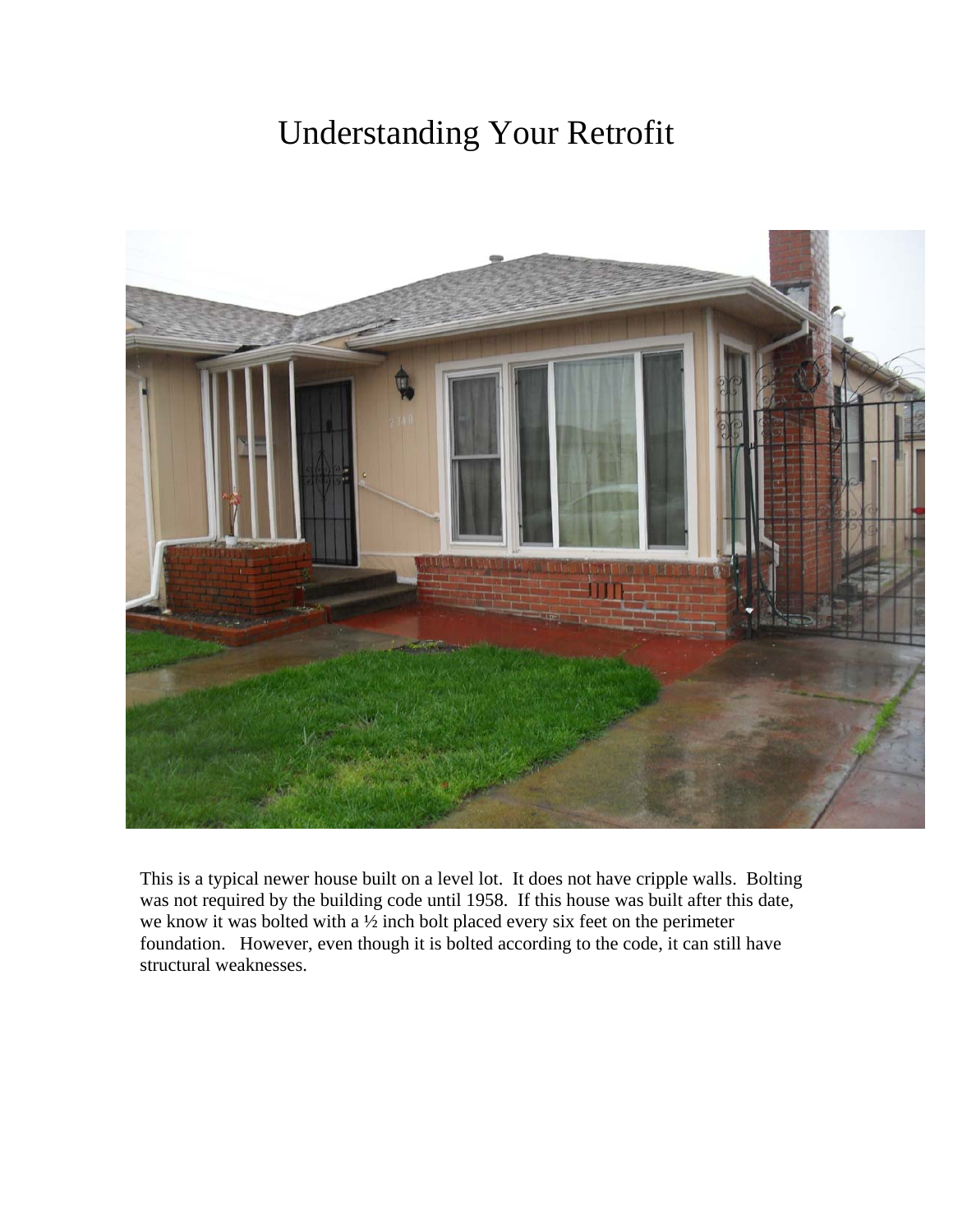# Understanding Your Retrofit

This is a typical newer house built on a level lot. It does not have cripple walls. Bolting was not required by the building code until 1958. If this house was built after this date, we know it was bolted with a ½ inch bolt placed every six feet on the perimeter foundation. However, even though it is bolted according to the code, it can still have structural weaknesses.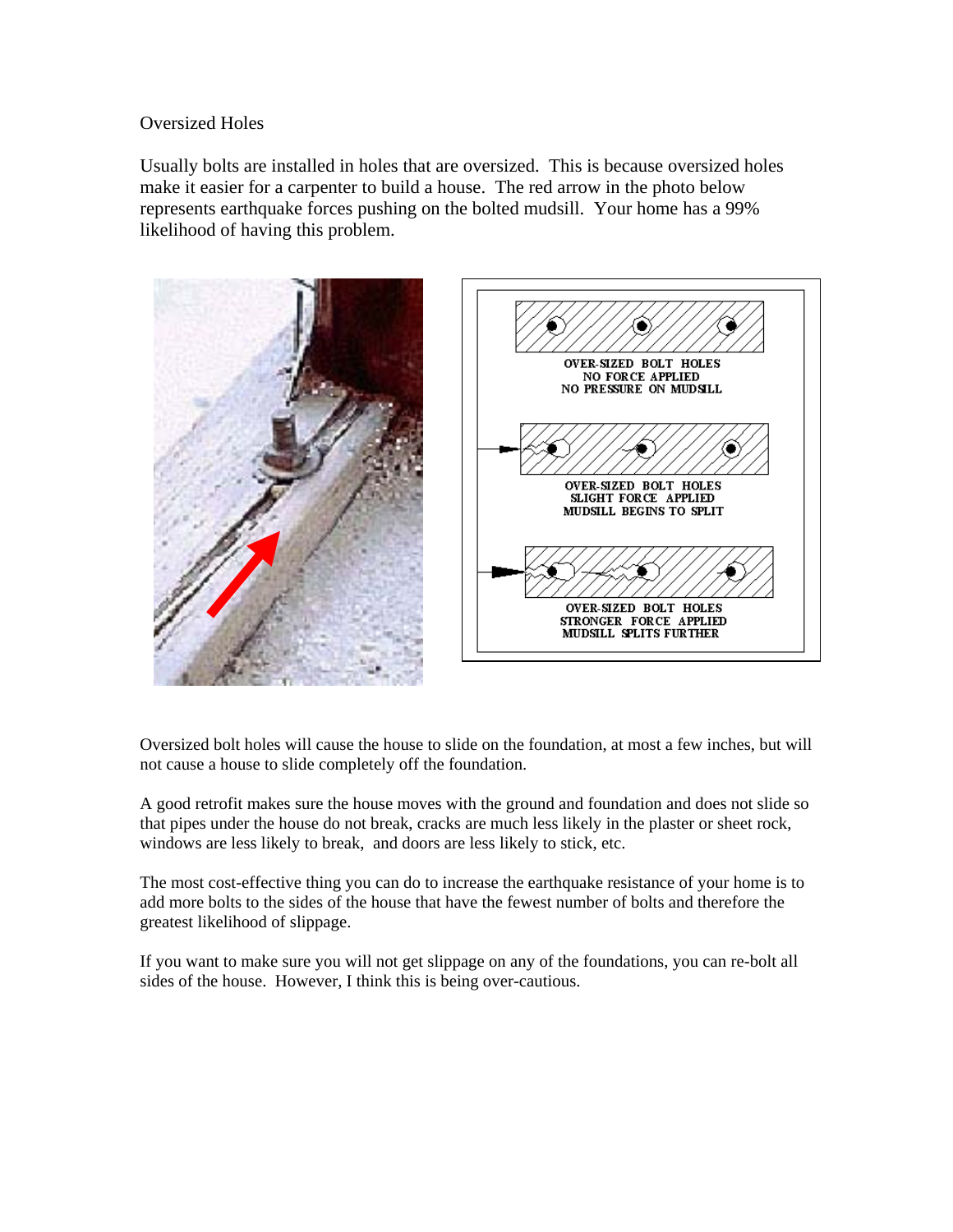Oversized Holes

Usually bolts are installed in holes that are oversized. This is because oversized holes make it easier for a carpenter to build a house. The red arrow in the photo below represents earthquake forces pushing on the bolted mudsill. Your home has a 99% likelihood of having this problem.

OVER-SIZED BOLT HOLES
NO FORCE APPLIED
NO PRESSURE ON MUDSILL

OVER-SIZED BOLT HOLES
SLIGHT FORCE APPLIED
MUDSILL BEGINS TO SPLIT

OVER-SIZED BOLT HOLES
STRONGER FORCE APPLIED
MUDSILL SPLITS FURTHER

Oversized bolt holes will cause the house to slide on the foundation, at most a few inches, but will not cause a house to slide completely off the foundation.

A good retrofit makes sure the house moves with the ground and foundation and does not slide so that pipes under the house do not break, cracks are much less likely in the plaster or sheet rock, windows are less likely to break, and doors are less likely to stick, etc.

The most cost-effective thing you can do to increase the earthquake resistance of your home is to add more bolts to the sides of the house that have the fewest number of bolts and therefore the greatest likelihood of slippage.

If you want to make sure you will not get slippage on any of the foundations, you can re-bolt all sides of the house. However, I think this is being over-cautious.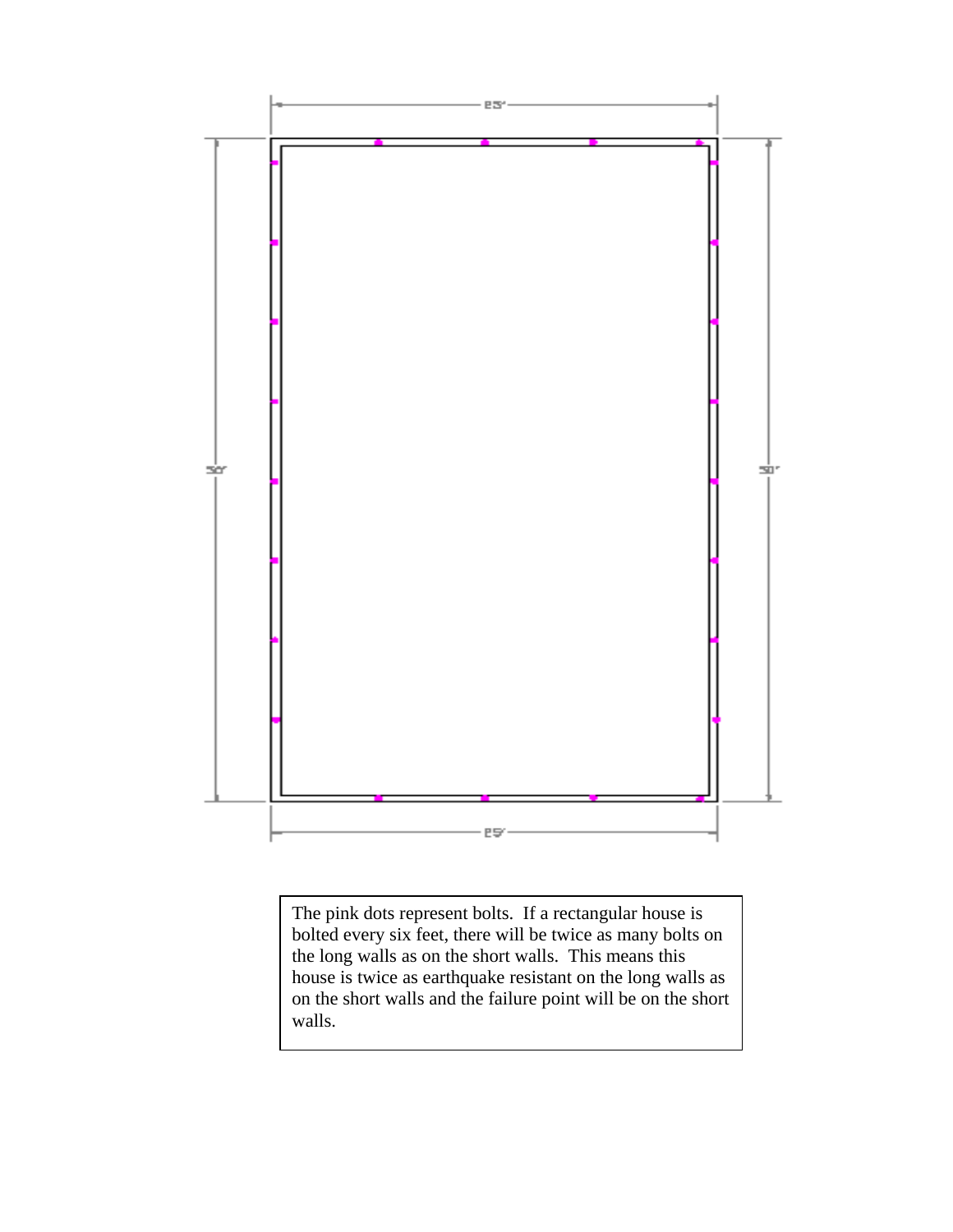The pink dots represent bolts. If a rectangular house is bolted every six feet, there will be twice as many bolts on the long walls as on the short walls. This means this house is twice as earthquake resistant on the long walls as on the short walls and the failure point will be on the short walls.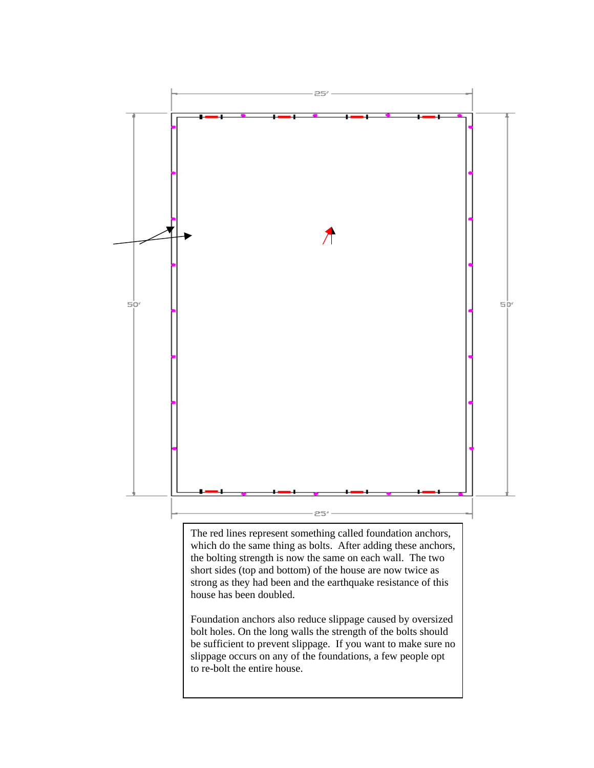25'

50'

50'

25'

The red lines represent something called foundation anchors, which do the same thing as bolts. After adding these anchors, the bolting strength is now the same on each wall. The two short sides (top and bottom) of the house are now twice as strong as they had been and the earthquake resistance of this house has been doubled.

Foundation anchors also reduce slippage caused by oversized bolt holes. On the long walls the strength of the bolts should be sufficient to prevent slippage. If you want to make sure no slippage occurs on any of the foundations, a few people opt to re-bolt the entire house.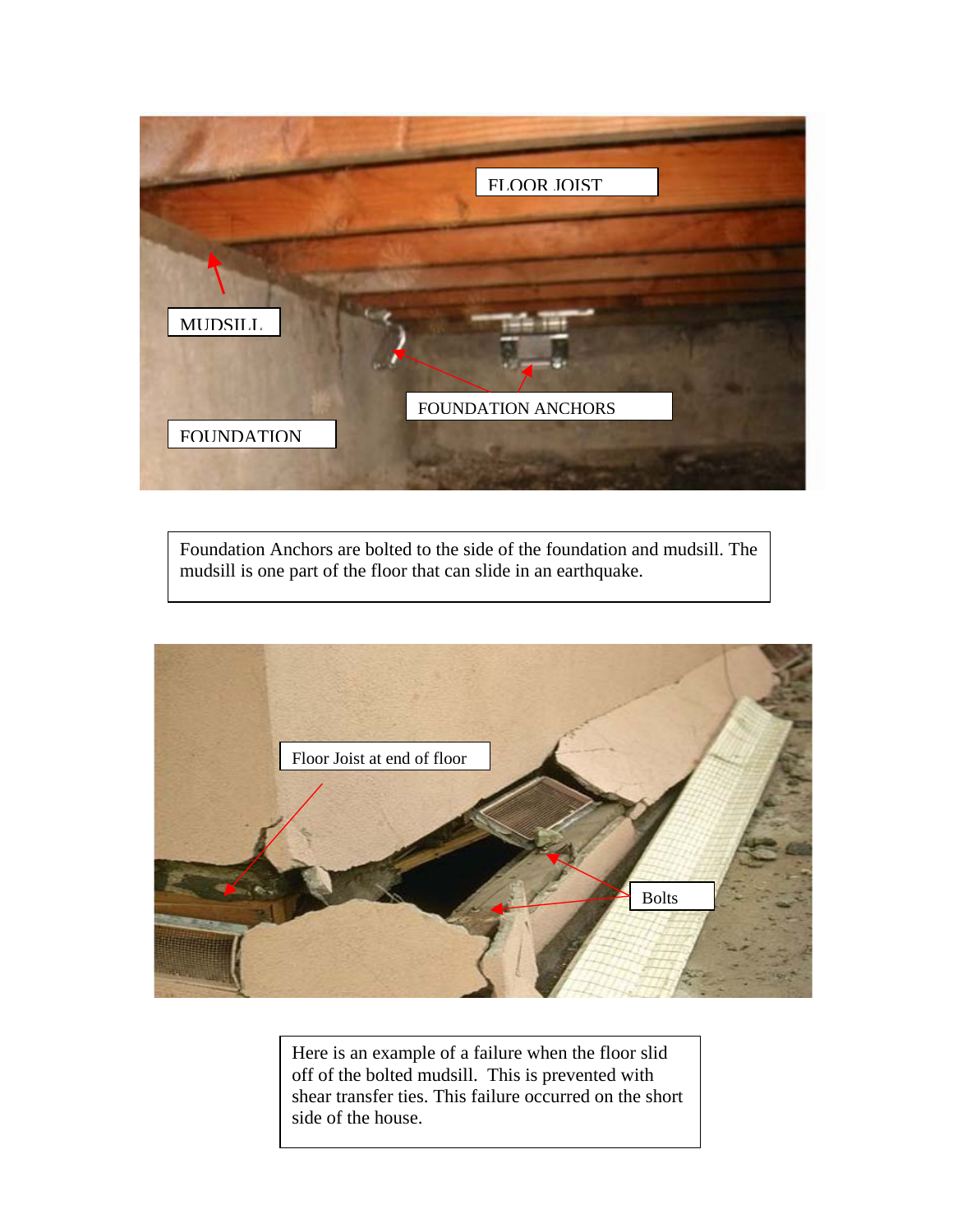Foundation Anchors are bolted to the side of the foundation and mudsill. The mudsill is one part of the floor that can slide in an earthquake.

Here is an example of a failure when the floor slid off of the bolted mudsill. This is prevented with shear transfer ties. This failure occurred on the short side of the house.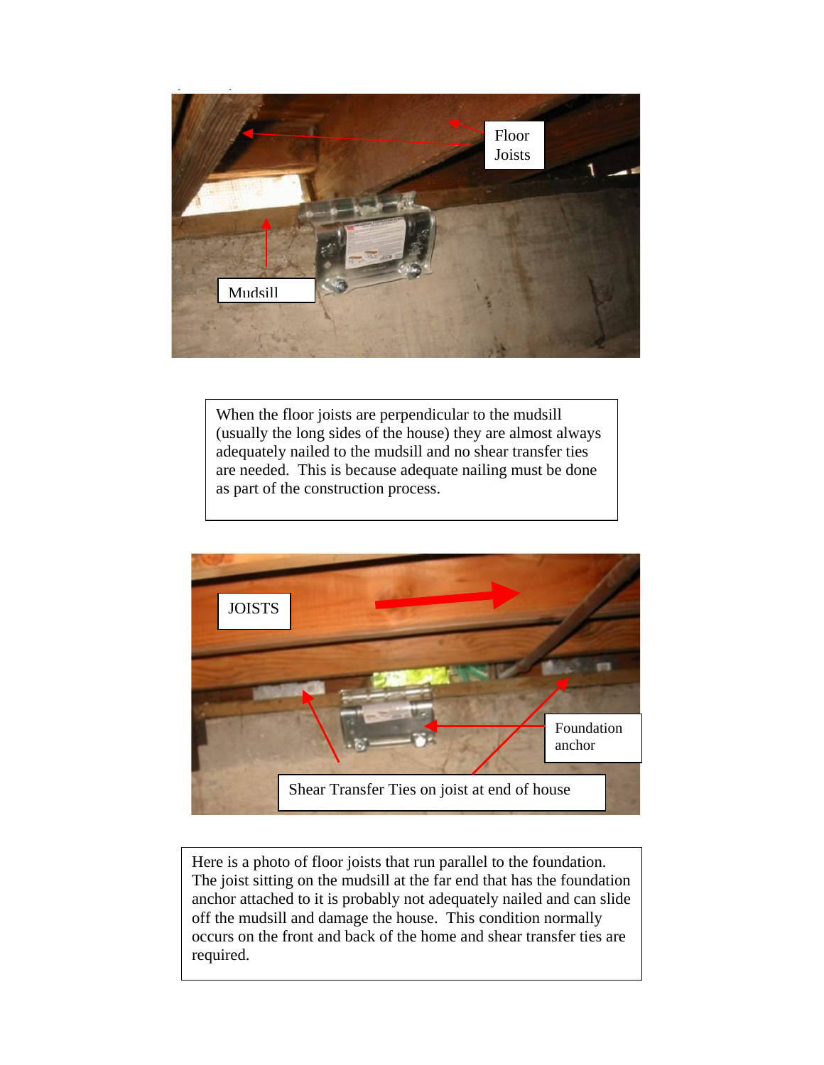When the floor joists are perpendicular to the mudsill (usually the long sides of the house) they are almost always adequately nailed to the mudsill and no shear transfer ties are needed. This is because adequate nailing must be done as part of the construction process.

Here is a photo of floor joists that run parallel to the foundation. The joist sitting on the mudsill at the far end that has the foundation anchor attached to it is probably not adequately nailed and can slide off the mudsill and damage the house. This condition normally occurs on the front and back of the home and shear transfer ties are required.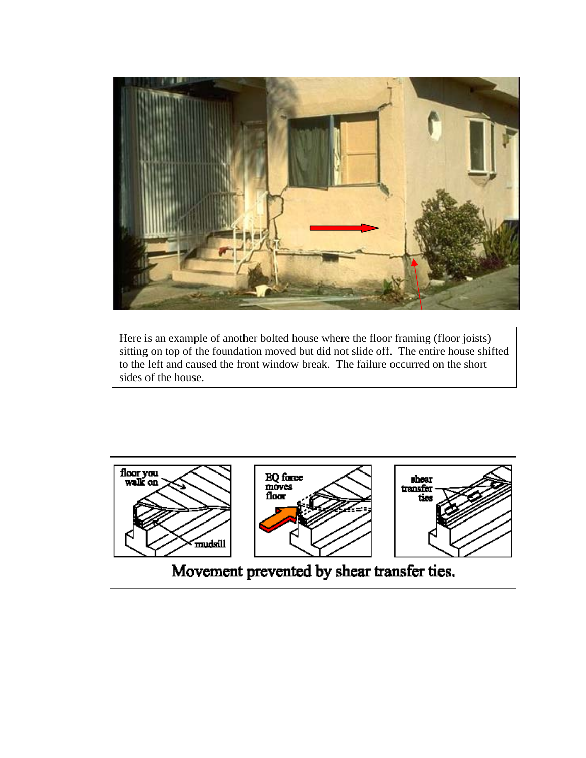Here is an example of another bolted house where the floor framing (floor joists) sitting on top of the foundation moved but did not slide off. The entire house shifted to the left and caused the front window break. The failure occurred on the short sides of the house.

floor you walk on

mudsill

EQ force moves floor

shear transfer ties

Movement prevented by shear transfer ties.